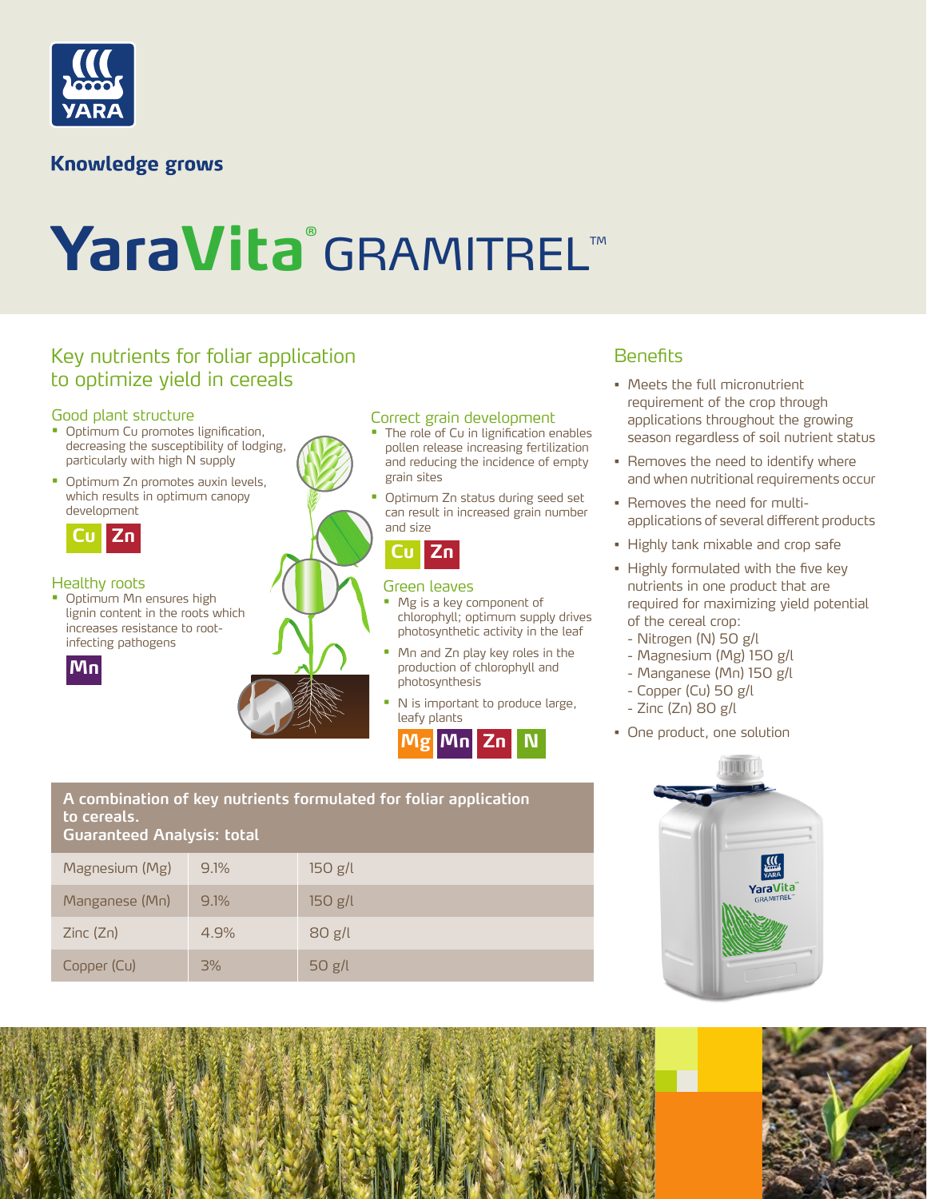Knowledge grows

# YaraVita® GRAMITREL™

## Key nutrients for foliar application to optimize yield in cereals

### Good plant structure

- Optimum Cu promotes lignification, decreasing the susceptibility of lodging, particularly with high N supply
- Optimum Zn promotes auxin levels, which results in optimum canopy development

Cu Zn

### Healthy roots

- Optimum Mn ensures high lignin content in the roots which increases resistance to root-infecting pathogens

Mn

### Correct grain development

- The role of Cu in lignification enables pollen release increasing fertilization and reducing the incidence of empty grain sites
- Optimum Zn status during seed set can result in increased grain number and size

Cu Zn

### Green leaves

- Mg is a key component of chlorophyll; optimum supply drives photosynthetic activity in the leaf
- Mn and Zn play key roles in the production of chlorophyll and photosynthesis
- N is important to produce large, leafy plants

Mg Mn Zn N

## Benefits

- Meets the full micronutrient requirement of the crop through applications throughout the growing season regardless of soil nutrient status
- Removes the need to identify where and when nutritional requirements occur
- Removes the need for multi-applications of several different products
- Highly tank mixable and crop safe
- Highly formulated with the five key nutrients in one product that are required for maximizing yield potential of the cereal crop:
  - Nitrogen (N) 50 g/l
  - Magnesium (Mg) 150 g/l
  - Manganese (Mn) 150 g/l
  - Copper (Cu) 50 g/l
  - Zinc (Zn) 80 g/l
- One product, one solution

**A combination of key nutrients formulated for foliar application to cereals.**
**Guaranteed Analysis: total**

| Nutrient | % | g/l |
|---|---|---|
| Magnesium (Mg) | 9.1% | 150 g/l |
| Manganese (Mn) | 9.1% | 150 g/l |
| Zinc (Zn) | 4.9% | 80 g/l |
| Copper (Cu) | 3% | 50 g/l |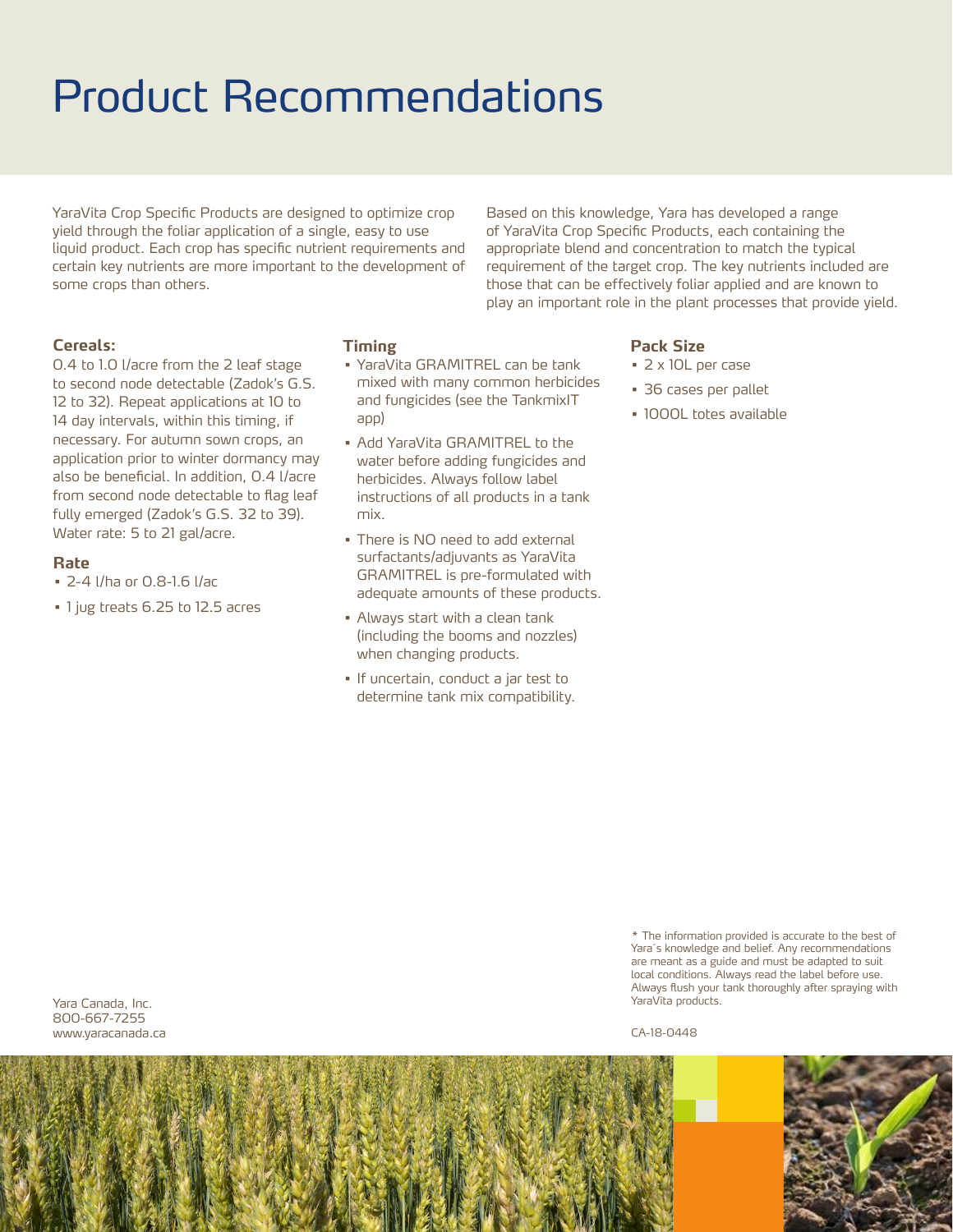# Product Recommendations

YaraVita Crop Specific Products are designed to optimize crop yield through the foliar application of a single, easy to use liquid product. Each crop has specific nutrient requirements and certain key nutrients are more important to the development of some crops than others.

Based on this knowledge, Yara has developed a range of YaraVita Crop Specific Products, each containing the appropriate blend and concentration to match the typical requirement of the target crop. The key nutrients included are those that can be effectively foliar applied and are known to play an important role in the plant processes that provide yield.

### Cereals:

0.4 to 1.0 l/acre from the 2 leaf stage to second node detectable (Zadok's G.S. 12 to 32). Repeat applications at 10 to 14 day intervals, within this timing, if necessary. For autumn sown crops, an application prior to winter dormancy may also be beneficial. In addition, 0.4 l/acre from second node detectable to flag leaf fully emerged (Zadok's G.S. 32 to 39). Water rate: 5 to 21 gal/acre.

### Rate

- 2-4 l/ha or 0.8-1.6 l/ac
- 1 jug treats 6.25 to 12.5 acres

### Timing

- YaraVita GRAMITREL can be tank mixed with many common herbicides and fungicides (see the TankmixIT app)
- Add YaraVita GRAMITREL to the water before adding fungicides and herbicides. Always follow label instructions of all products in a tank mix.
- There is NO need to add external surfactants/adjuvants as YaraVita GRAMITREL is pre-formulated with adequate amounts of these products.
- Always start with a clean tank (including the booms and nozzles) when changing products.
- If uncertain, conduct a jar test to determine tank mix compatibility.

### Pack Size

- 2 x 10L per case
- 36 cases per pallet
- 1000L totes available

* The information provided is accurate to the best of Yara´s knowledge and belief. Any recommendations are meant as a guide and must be adapted to suit local conditions. Always read the label before use. Always flush your tank thoroughly after spraying with YaraVita products.

Yara Canada, Inc.
800-667-7255
www.yaracanada.ca

CA-18-0448